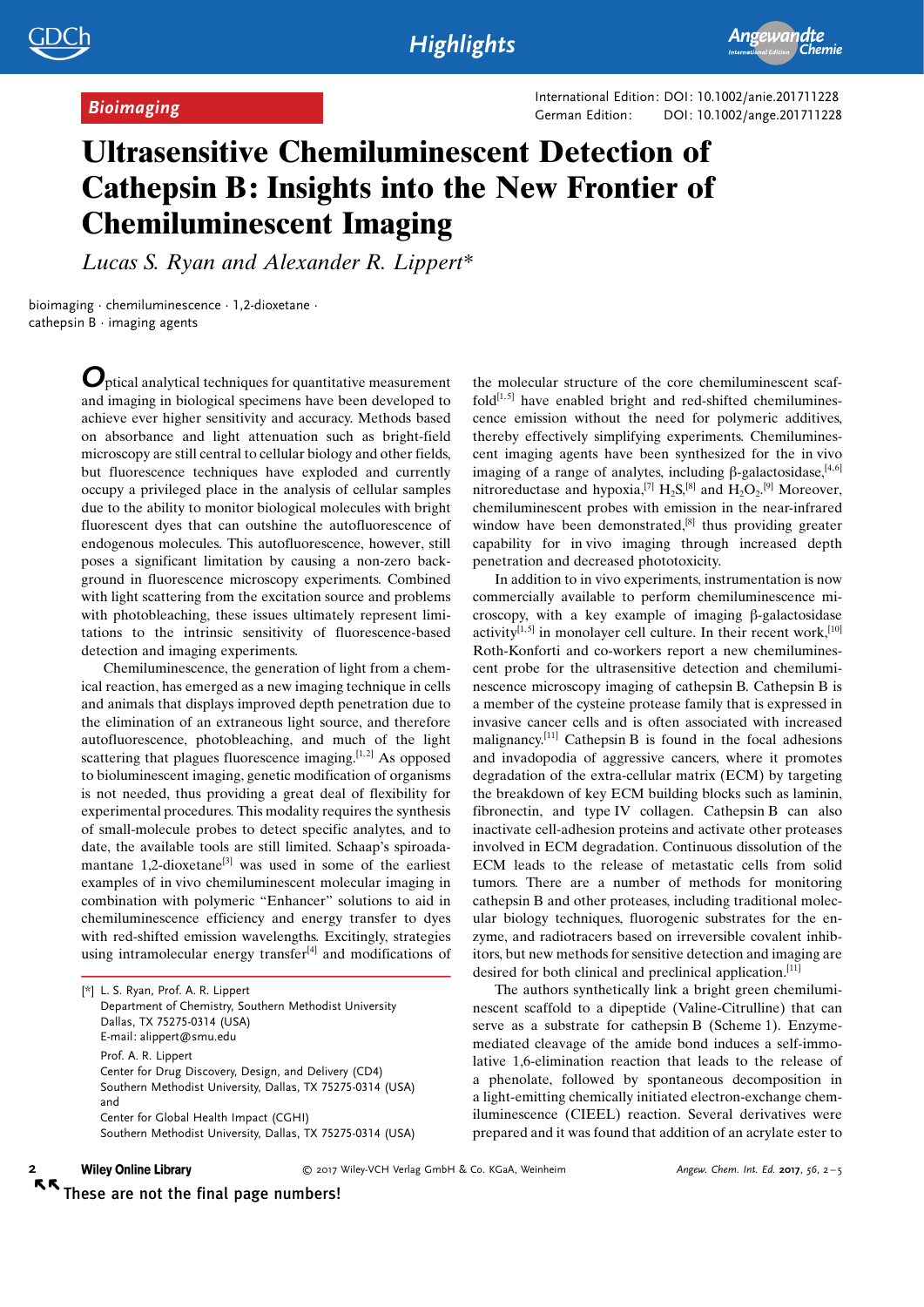*Bioimaging*

International Edition: DOI: 10.1002/anie.201711228
German Edition: DOI: 10.1002/ange.201711228

# Ultrasensitive Chemiluminescent Detection of Cathepsin B: Insights into the New Frontier of Chemiluminescent Imaging

*Lucas S. Ryan and Alexander R. Lippert**

bioimaging · chemiluminescence · 1,2-dioxetane · cathepsin B · imaging agents

Optical analytical techniques for quantitative measurement and imaging in biological specimens have been developed to achieve ever higher sensitivity and accuracy. Methods based on absorbance and light attenuation such as bright-field microscopy are still central to cellular biology and other fields, but fluorescence techniques have exploded and currently occupy a privileged place in the analysis of cellular samples due to the ability to monitor biological molecules with bright fluorescent dyes that can outshine the autofluorescence of endogenous molecules. This autofluorescence, however, still poses a significant limitation by causing a non-zero background in fluorescence microscopy experiments. Combined with light scattering from the excitation source and problems with photobleaching, these issues ultimately represent limitations to the intrinsic sensitivity of fluorescence-based detection and imaging experiments.

Chemiluminescence, the generation of light from a chemical reaction, has emerged as a new imaging technique in cells and animals that displays improved depth penetration due to the elimination of an extraneous light source, and therefore autofluorescence, photobleaching, and much of the light scattering that plagues fluorescence imaging.[1,2] As opposed to bioluminescent imaging, genetic modification of organisms is not needed, thus providing a great deal of flexibility for experimental procedures. This modality requires the synthesis of small-molecule probes to detect specific analytes, and to date, the available tools are still limited. Schaap's spiroadamantane 1,2-dioxetane[3] was used in some of the earliest examples of in vivo chemiluminescent molecular imaging in combination with polymeric "Enhancer" solutions to aid in chemiluminescence efficiency and energy transfer to dyes with red-shifted emission wavelengths. Excitingly, strategies using intramolecular energy transfer[4] and modifications of the molecular structure of the core chemiluminescent scaffold[1,5] have enabled bright and red-shifted chemiluminescence emission without the need for polymeric additives, thereby effectively simplifying experiments. Chemiluminescent imaging agents have been synthesized for the in vivo imaging of a range of analytes, including β-galactosidase,[4,6] nitroreductase and hypoxia,[7] $H_2S$,[8] and $H_2O_2$.[9] Moreover, chemiluminescent probes with emission in the near-infrared window have been demonstrated,[8] thus providing greater capability for in vivo imaging through increased depth penetration and decreased phototoxicity.

In addition to in vivo experiments, instrumentation is now commercially available to perform chemiluminescence microscopy, with a key example of imaging β-galactosidase activity[1,5] in monolayer cell culture. In their recent work,[10] Roth-Konforti and co-workers report a new chemiluminescent probe for the ultrasensitive detection and chemiluminescence microscopy imaging of cathepsin B. Cathepsin B is a member of the cysteine protease family that is expressed in invasive cancer cells and is often associated with increased malignancy.[11] Cathepsin B is found in the focal adhesions and invadopodia of aggressive cancers, where it promotes degradation of the extra-cellular matrix (ECM) by targeting the breakdown of key ECM building blocks such as laminin, fibronectin, and type IV collagen. Cathepsin B can also inactivate cell-adhesion proteins and activate other proteases involved in ECM degradation. Continuous dissolution of the ECM leads to the release of metastatic cells from solid tumors. There are a number of methods for monitoring cathepsin B and other proteases, including traditional molecular biology techniques, fluorogenic substrates for the enzyme, and radiotracers based on irreversible covalent inhibitors, but new methods for sensitive detection and imaging are desired for both clinical and preclinical application.[11]

The authors synthetically link a bright green chemiluminescent scaffold to a dipeptide (Valine-Citrulline) that can serve as a substrate for cathepsin B (Scheme 1). Enzyme-mediated cleavage of the amide bond induces a self-immolative 1,6-elimination reaction that leads to the release of a phenolate, followed by spontaneous decomposition in a light-emitting chemically initiated electron-exchange chemiluminescence (CIEEL) reaction. Several derivatives were prepared and it was found that addition of an acrylate ester to

[*] L. S. Ryan, Prof. A. R. Lippert
Department of Chemistry, Southern Methodist University
Dallas, TX 75275-0314 (USA)
E-mail: alippert@smu.edu

Prof. A. R. Lippert
Center for Drug Discovery, Design, and Delivery (CD4)
Southern Methodist University, Dallas, TX 75275-0314 (USA)
and
Center for Global Health Impact (CGHI)
Southern Methodist University, Dallas, TX 75275-0314 (USA)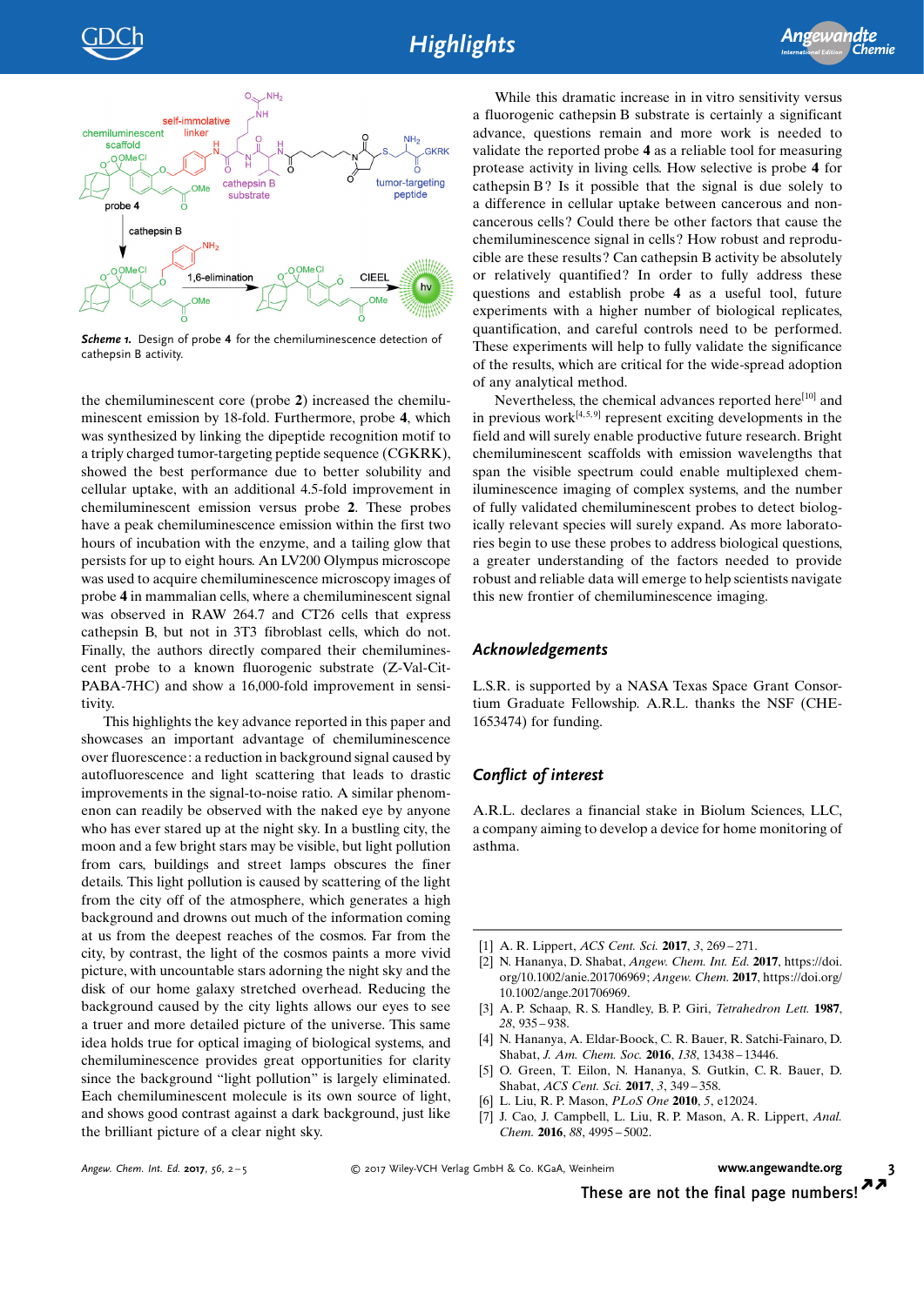*Scheme 1.* Design of probe **4** for the chemiluminescence detection of cathepsin B activity.

the chemiluminescent core (probe **2**) increased the chemiluminescent emission by 18-fold. Furthermore, probe **4**, which was synthesized by linking the dipeptide recognition motif to a triply charged tumor-targeting peptide sequence (CGKRK), showed the best performance due to better solubility and cellular uptake, with an additional 4.5-fold improvement in chemiluminescent emission versus probe **2**. These probes have a peak chemiluminescence emission within the first two hours of incubation with the enzyme, and a tailing glow that persists for up to eight hours. An LV200 Olympus microscope was used to acquire chemiluminescence microscopy images of probe **4** in mammalian cells, where a chemiluminescent signal was observed in RAW 264.7 and CT26 cells that express cathepsin B, but not in 3T3 fibroblast cells, which do not. Finally, the authors directly compared their chemiluminescent probe to a known fluorogenic substrate (Z-Val-Cit-PABA-7HC) and show a 16,000-fold improvement in sensitivity.

This highlights the key advance reported in this paper and showcases an important advantage of chemiluminescence over fluorescence: a reduction in background signal caused by autofluorescence and light scattering that leads to drastic improvements in the signal-to-noise ratio. A similar phenomenon can readily be observed with the naked eye by anyone who has ever stared up at the night sky. In a bustling city, the moon and a few bright stars may be visible, but light pollution from cars, buildings and street lamps obscures the finer details. This light pollution is caused by scattering of the light from the city off of the atmosphere, which generates a high background and drowns out much of the information coming at us from the deepest reaches of the cosmos. Far from the city, by contrast, the light of the cosmos paints a more vivid picture, with uncountable stars adorning the night sky and the disk of our home galaxy stretched overhead. Reducing the background caused by the city lights allows our eyes to see a truer and more detailed picture of the universe. This same idea holds true for optical imaging of biological systems, and chemiluminescence provides great opportunities for clarity since the background "light pollution" is largely eliminated. Each chemiluminescent molecule is its own source of light, and shows good contrast against a dark background, just like the brilliant picture of a clear night sky.

While this dramatic increase in in vitro sensitivity versus a fluorogenic cathepsin B substrate is certainly a significant advance, questions remain and more work is needed to validate the reported probe **4** as a reliable tool for measuring protease activity in living cells. How selective is probe **4** for cathepsin B? Is it possible that the signal is due solely to a difference in cellular uptake between cancerous and non-cancerous cells? Could there be other factors that cause the chemiluminescence signal in cells? How robust and reproducible are these results? Can cathepsin B activity be absolutely or relatively quantified? In order to fully address these questions and establish probe **4** as a useful tool, future experiments with a higher number of biological replicates, quantification, and careful controls need to be performed. These experiments will help to fully validate the significance of the results, which are critical for the wide-spread adoption of any analytical method.

Nevertheless, the chemical advances reported here[10] and in previous work[4,5,9] represent exciting developments in the field and will surely enable productive future research. Bright chemiluminescent scaffolds with emission wavelengths that span the visible spectrum could enable multiplexed chemiluminescence imaging of complex systems, and the number of fully validated chemiluminescent probes to detect biologically relevant species will surely expand. As more laboratories begin to use these probes to address biological questions, a greater understanding of the factors needed to provide robust and reliable data will emerge to help scientists navigate this new frontier of chemiluminescence imaging.

## Acknowledgements

L.S.R. is supported by a NASA Texas Space Grant Consortium Graduate Fellowship. A.R.L. thanks the NSF (CHE-1653474) for funding.

## Conflict of interest

A.R.L. declares a financial stake in Biolum Sciences, LLC, a company aiming to develop a device for home monitoring of asthma.

[1] A. R. Lippert, *ACS Cent. Sci.* **2017**, *3*, 269–271.
[2] N. Hananya, D. Shabat, *Angew. Chem. Int. Ed.* **2017**, https://doi.org/10.1002/anie.201706969; *Angew. Chem.* **2017**, https://doi.org/10.1002/ange.201706969.
[3] A. P. Schaap, R. S. Handley, B. P. Giri, *Tetrahedron Lett.* **1987**, *28*, 935–938.
[4] N. Hananya, A. Eldar-Boock, C. R. Bauer, R. Satchi-Fainaro, D. Shabat, *J. Am. Chem. Soc.* **2016**, *138*, 13438–13446.
[5] O. Green, T. Eilon, N. Hananya, S. Gutkin, C. R. Bauer, D. Shabat, *ACS Cent. Sci.* **2017**, *3*, 349–358.
[6] L. Liu, R. P. Mason, *PLoS One* **2010**, *5*, e12024.
[7] J. Cao, J. Campbell, L. Liu, R. P. Mason, A. R. Lippert, *Anal. Chem.* **2016**, *88*, 4995–5002.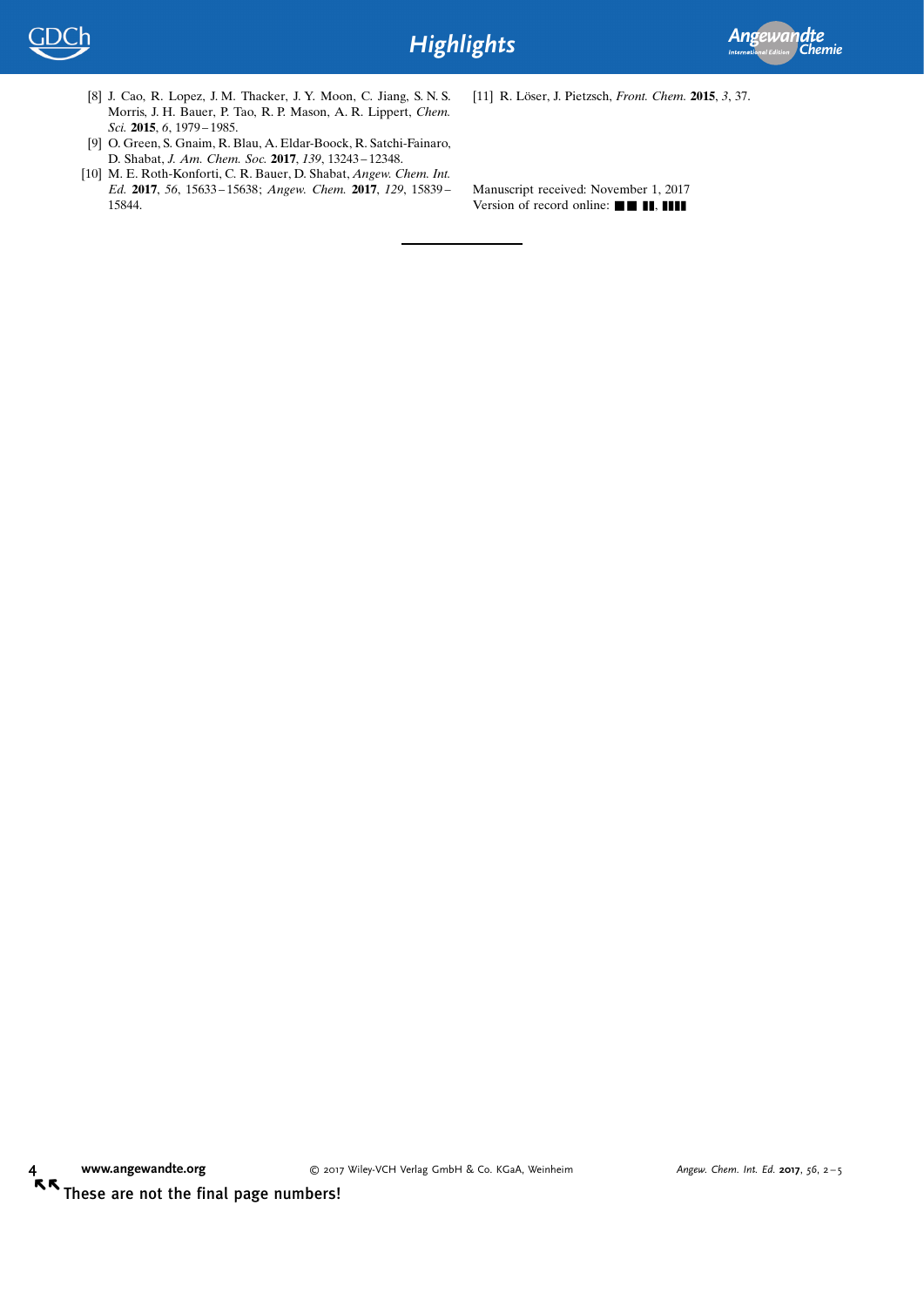[8] J. Cao, R. Lopez, J. M. Thacker, J. Y. Moon, C. Jiang, S. N. S. Morris, J. H. Bauer, P. Tao, R. P. Mason, A. R. Lippert, *Chem. Sci.* **2015**, *6*, 1979 – 1985.

[9] O. Green, S. Gnaim, R. Blau, A. Eldar-Boock, R. Satchi-Fainaro, D. Shabat, *J. Am. Chem. Soc.* **2017**, *139*, 13243 – 12348.

[10] M. E. Roth-Konforti, C. R. Bauer, D. Shabat, *Angew. Chem. Int. Ed.* **2017**, *56*, 15633 – 15638; *Angew. Chem.* **2017**, *129*, 15839 – 15844.

[11] R. Löser, J. Pietzsch, *Front. Chem.* **2015**, *3*, 37.

Manuscript received: November 1, 2017
Version of record online: ■■ ■■, ■■■■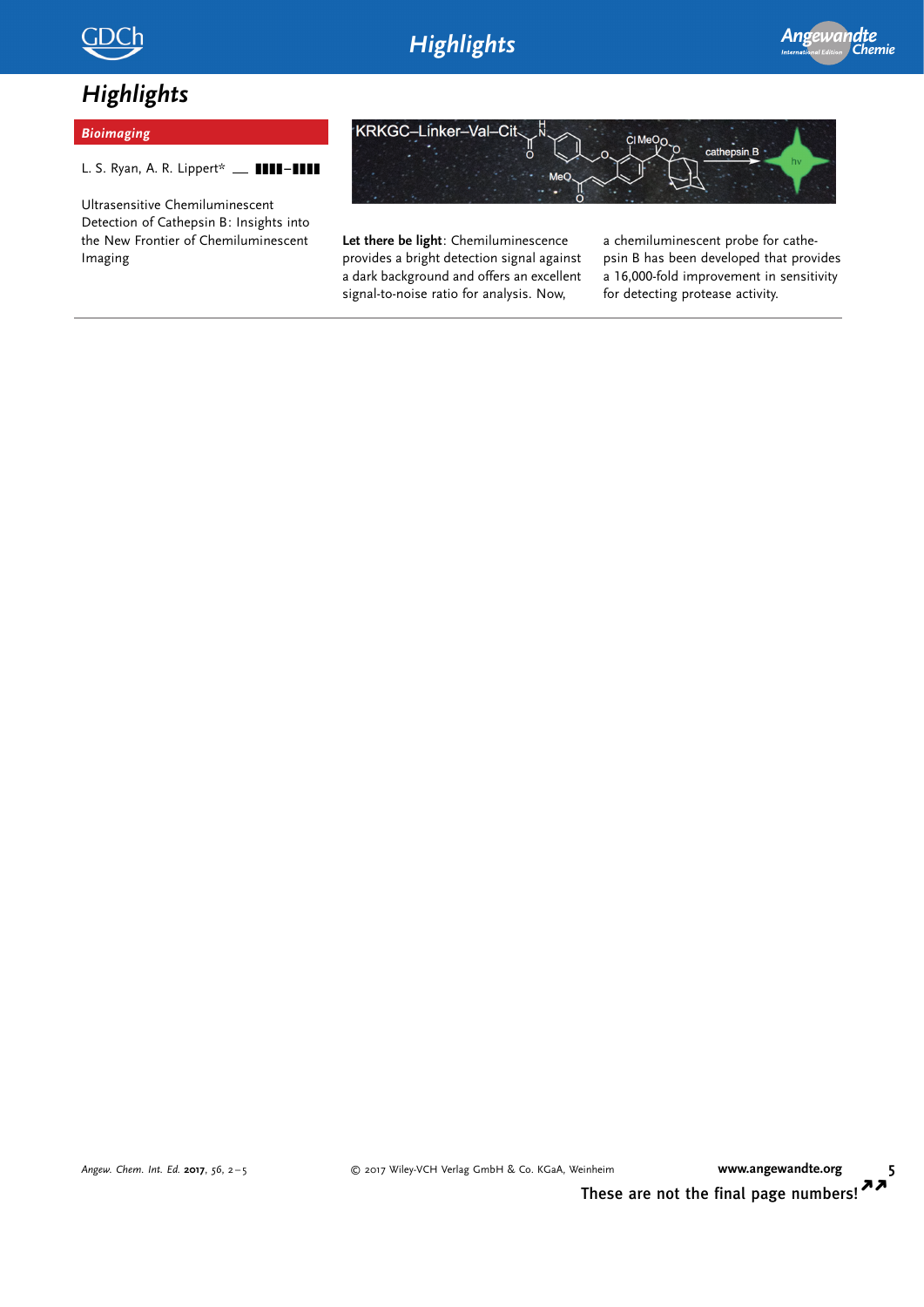## Highlights

*Bioimaging*

L. S. Ryan, A. R. Lippert* ▮▮▮▮–▮▮▮▮

Ultrasensitive Chemiluminescent Detection of Cathepsin B: Insights into the New Frontier of Chemiluminescent Imaging

KRKGC–Linker–Val–Cit

cathepsin B

hv

**Let there be light**: Chemiluminescence provides a bright detection signal against a dark background and offers an excellent signal-to-noise ratio for analysis. Now, a chemiluminescent probe for cathepsin B has been developed that provides a 16,000-fold improvement in sensitivity for detecting protease activity.